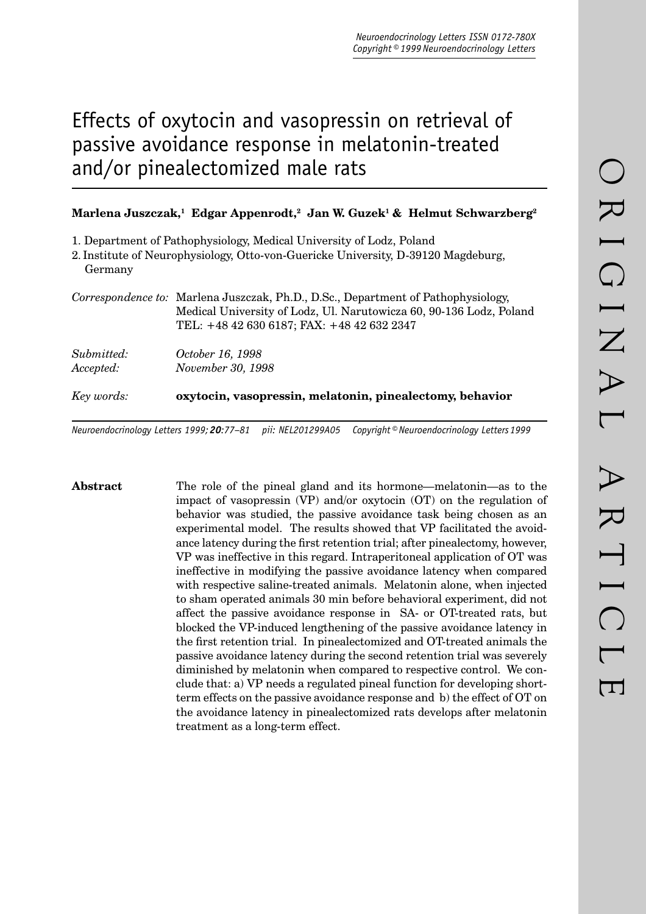# Effects of oxytocin and vasopressin on retrieval of passive avoidance response in melatonin-treated and/or pinealectomized male rats

**Marlena Juszczak,[1] Edgar Appenrodt,[2] Jan W. Guzek[1] & Helmut Schwarzberg[2]**

1. Department of Pathophysiology, Medical University of Lodz, Poland
2. Institute of Neurophysiology, Otto-von-Guericke University, D-39120 Magdeburg, Germany

*Correspondence to:* Marlena Juszczak, Ph.D., D.Sc., Department of Pathophysiology, Medical University of Lodz, Ul. Narutowicza 60, 90-136 Lodz, Poland
TEL: +48 42 630 6187; FAX: +48 42 632 2347

*Submitted:* *October 16, 1998*
*Accepted:* *November 30, 1998*

*Key words:* **oxytocin, vasopressin, melatonin, pinealectomy, behavior**

**Abstract** The role of the pineal gland and its hormone—melatonin—as to the impact of vasopressin (VP) and/or oxytocin (OT) on the regulation of behavior was studied, the passive avoidance task being chosen as an experimental model. The results showed that VP facilitated the avoidance latency during the first retention trial; after pinealectomy, however, VP was ineffective in this regard. Intraperitoneal application of OT was ineffective in modifying the passive avoidance latency when compared with respective saline-treated animals. Melatonin alone, when injected to sham operated animals 30 min before behavioral experiment, did not affect the passive avoidance response in SA- or OT-treated rats, but blocked the VP-induced lengthening of the passive avoidance latency in the first retention trial. In pinealectomized and OT-treated animals the passive avoidance latency during the second retention trial was severely diminished by melatonin when compared to respective control. We conclude that: a) VP needs a regulated pineal function for developing short-term effects on the passive avoidance response and b) the effect of OT on the avoidance latency in pinealectomized rats develops after melatonin treatment as a long-term effect.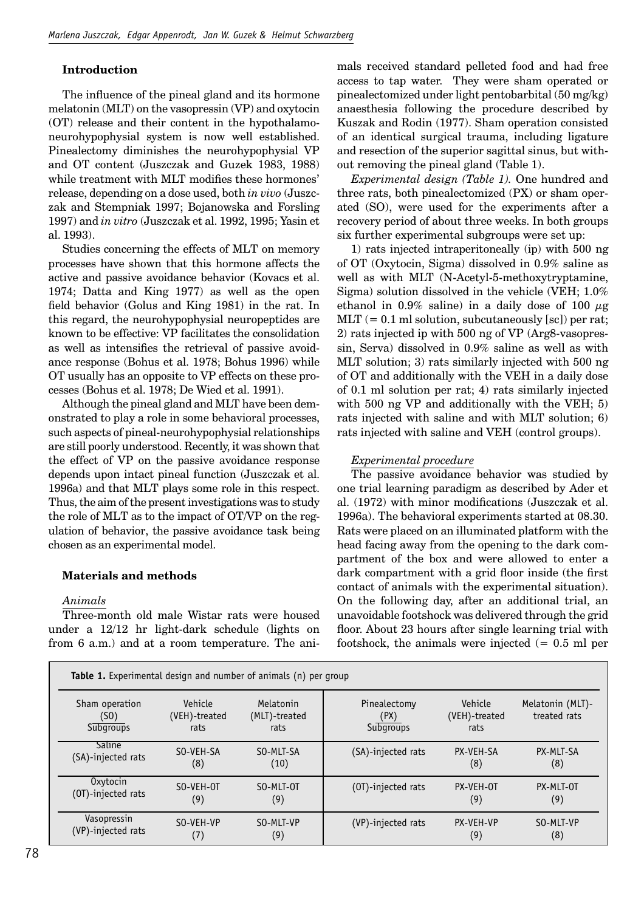## Introduction

The influence of the pineal gland and its hormone melatonin (MLT) on the vasopressin (VP) and oxytocin (OT) release and their content in the hypothalamo-neurohypophysial system is now well established. Pinealectomy diminishes the neurohypophysial VP and OT content (Juszczak and Guzek 1983, 1988) while treatment with MLT modifies these hormones' release, depending on a dose used, both *in vivo* (Juszczak and Stempniak 1997; Bojanowska and Forsling 1997) and *in vitro* (Juszczak et al. 1992, 1995; Yasin et al. 1993).

Studies concerning the effects of MLT on memory processes have shown that this hormone affects the active and passive avoidance behavior (Kovacs et al. 1974; Datta and King 1977) as well as the open field behavior (Golus and King 1981) in the rat. In this regard, the neurohypophysial neuropeptides are known to be effective: VP facilitates the consolidation as well as intensifies the retrieval of passive avoidance response (Bohus et al. 1978; Bohus 1996) while OT usually has an opposite to VP effects on these processes (Bohus et al. 1978; De Wied et al. 1991).

Although the pineal gland and MLT have been demonstrated to play a role in some behavioral processes, such aspects of pineal-neurohypophysial relationships are still poorly understood. Recently, it was shown that the effect of VP on the passive avoidance response depends upon intact pineal function (Juszczak et al. 1996a) and that MLT plays some role in this respect. Thus, the aim of the present investigations was to study the role of MLT as to the impact of OT/VP on the regulation of behavior, the passive avoidance task being chosen as an experimental model.

## Materials and methods

### Animals

Three-month old male Wistar rats were housed under a 12/12 hr light-dark schedule (lights on from 6 a.m.) and at a room temperature. The animals received standard pelleted food and had free access to tap water. They were sham operated or pinealectomized under light pentobarbital (50 mg/kg) anaesthesia following the procedure described by Kuszak and Rodin (1977). Sham operation consisted of an identical surgical trauma, including ligature and resection of the superior sagittal sinus, but without removing the pineal gland (Table 1).

*Experimental design (Table 1).* One hundred and three rats, both pinealectomized (PX) or sham operated (SO), were used for the experiments after a recovery period of about three weeks. In both groups six further experimental subgroups were set up:

1) rats injected intraperitoneally (ip) with 500 ng of OT (Oxytocin, Sigma) dissolved in 0.9% saline as well as with MLT (N-Acetyl-5-methoxytryptamine, Sigma) solution dissolved in the vehicle (VEH; 1.0% ethanol in 0.9% saline) in a daily dose of 100 $\mu$g MLT (= 0.1 ml solution, subcutaneously [sc]) per rat; 2) rats injected ip with 500 ng of VP (Arg8-vasopressin, Serva) dissolved in 0.9% saline as well as with MLT solution; 3) rats similarly injected with 500 ng of OT and additionally with the VEH in a daily dose of 0.1 ml solution per rat; 4) rats similarly injected with 500 ng VP and additionally with the VEH; 5) rats injected with saline and with MLT solution; 6) rats injected with saline and VEH (control groups).

### Experimental procedure

The passive avoidance behavior was studied by one trial learning paradigm as described by Ader et al. (1972) with minor modifications (Juszczak et al. 1996a). The behavioral experiments started at 08.30. Rats were placed on an illuminated platform with the head facing away from the opening to the dark compartment of the box and were allowed to enter a dark compartment with a grid floor inside (the first contact of animals with the experimental situation). On the following day, after an additional trial, an unavoidable footshock was delivered through the grid floor. About 23 hours after single learning trial with footshock, the animals were injected (= 0.5 ml per

**Table 1.** Experimental design and number of animals (n) per group

| Sham operation (SO) Subgroups | Vehicle (VEH)-treated rats | Melatonin (MLT)-treated rats | Pinealectomy (PX) Subgroups | Vehicle (VEH)-treated rats | Melatonin (MLT)-treated rats |
|---|---|---|---|---|---|
| Saline (SA)-injected rats | SO-VEH-SA (8) | SO-MLT-SA (10) | (SA)-injected rats | PX-VEH-SA (8) | PX-MLT-SA (8) |
| Oxytocin (OT)-injected rats | SO-VEH-OT (9) | SO-MLT-OT (9) | (OT)-injected rats | PX-VEH-OT (9) | PX-MLT-OT (9) |
| Vasopressin (VP)-injected rats | SO-VEH-VP (7) | SO-MLT-VP (9) | (VP)-injected rats | PX-VEH-VP (9) | SO-MLT-VP (8) |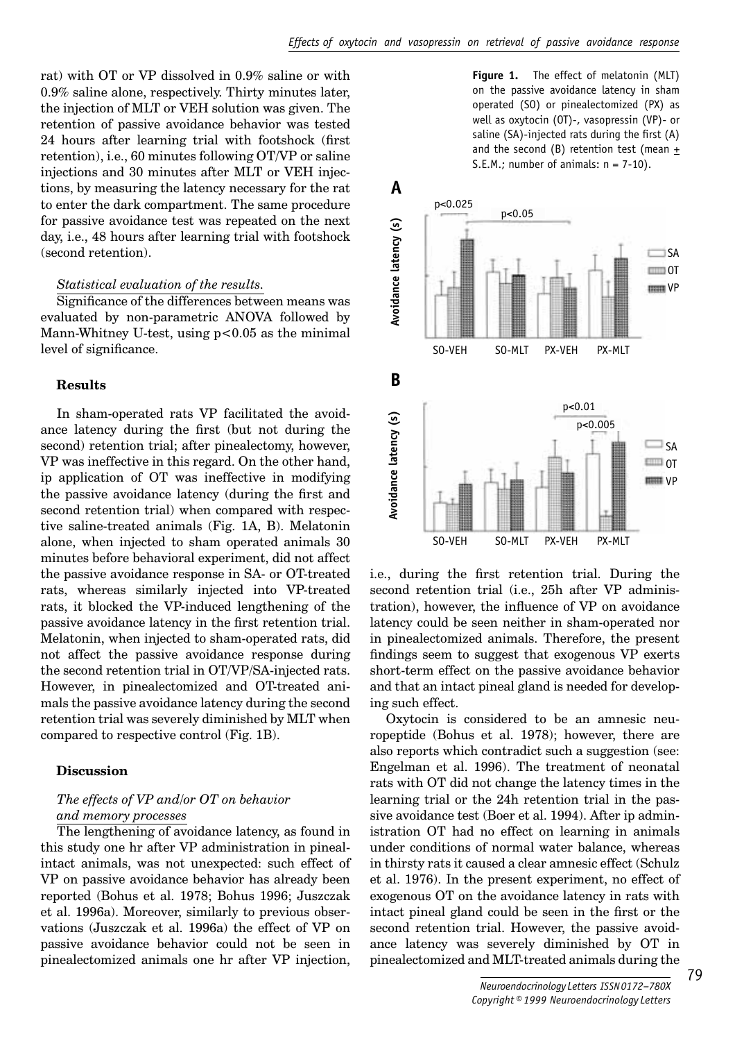rat) with OT or VP dissolved in 0.9% saline or with 0.9% saline alone, respectively. Thirty minutes later, the injection of MLT or VEH solution was given. The retention of passive avoidance behavior was tested 24 hours after learning trial with footshock (first retention), i.e., 60 minutes following OT/VP or saline injections and 30 minutes after MLT or VEH injections, by measuring the latency necessary for the rat to enter the dark compartment. The same procedure for passive avoidance test was repeated on the next day, i.e., 48 hours after learning trial with footshock (second retention).

*Statistical evaluation of the results.*

Significance of the differences between means was evaluated by non-parametric ANOVA followed by Mann-Whitney U-test, using $p<0.05$ as the minimal level of significance.

### Results

In sham-operated rats VP facilitated the avoidance latency during the first (but not during the second) retention trial; after pinealectomy, however, VP was ineffective in this regard. On the other hand, ip application of OT was ineffective in modifying the passive avoidance latency (during the first and second retention trial) when compared with respective saline-treated animals (Fig. 1A, B). Melatonin alone, when injected to sham operated animals 30 minutes before behavioral experiment, did not affect the passive avoidance response in SA- or OT-treated rats, whereas similarly injected into VP-treated rats, it blocked the VP-induced lengthening of the passive avoidance latency in the first retention trial. Melatonin, when injected to sham-operated rats, did not affect the passive avoidance response during the second retention trial in OT/VP/SA-injected rats. However, in pinealectomized and OT-treated animals the passive avoidance latency during the second retention trial was severely diminished by MLT when compared to respective control (Fig. 1B).

**Figure 1.** The effect of melatonin (MLT) on the passive avoidance latency in sham operated (SO) or pinealectomized (PX) as well as oxytocin (OT)-, vasopressin (VP)- or saline (SA)-injected rats during the first (A) and the second (B) retention test (mean ± S.E.M.; number of animals: n = 7-10).

### Discussion

*The effects of VP and/or OT on behavior and memory processes*

The lengthening of avoidance latency, as found in this study one hr after VP administration in pineal-intact animals, was not unexpected: such effect of VP on passive avoidance behavior has already been reported (Bohus et al. 1978; Bohus 1996; Juszczak et al. 1996a). Moreover, similarly to previous observations (Juszczak et al. 1996a) the effect of VP on passive avoidance behavior could not be seen in pinealectomized animals one hr after VP injection, i.e., during the first retention trial. During the second retention trial (i.e., 25h after VP administration), however, the influence of VP on avoidance latency could be seen neither in sham-operated nor in pinealectomized animals. Therefore, the present findings seem to suggest that exogenous VP exerts short-term effect on the passive avoidance behavior and that an intact pineal gland is needed for developing such effect.

Oxytocin is considered to be an amnesic neuropeptide (Bohus et al. 1978); however, there are also reports which contradict such a suggestion (see: Engelman et al. 1996). The treatment of neonatal rats with OT did not change the latency times in the learning trial or the 24h retention trial in the passive avoidance test (Boer et al. 1994). After ip administration OT had no effect on learning in animals under conditions of normal water balance, whereas in thirsty rats it caused a clear amnesic effect (Schulz et al. 1976). In the present experiment, no effect of exogenous OT on the avoidance latency in rats with intact pineal gland could be seen in the first or the second retention trial. However, the passive avoidance latency was severely diminished by OT in pinealectomized and MLT-treated animals during the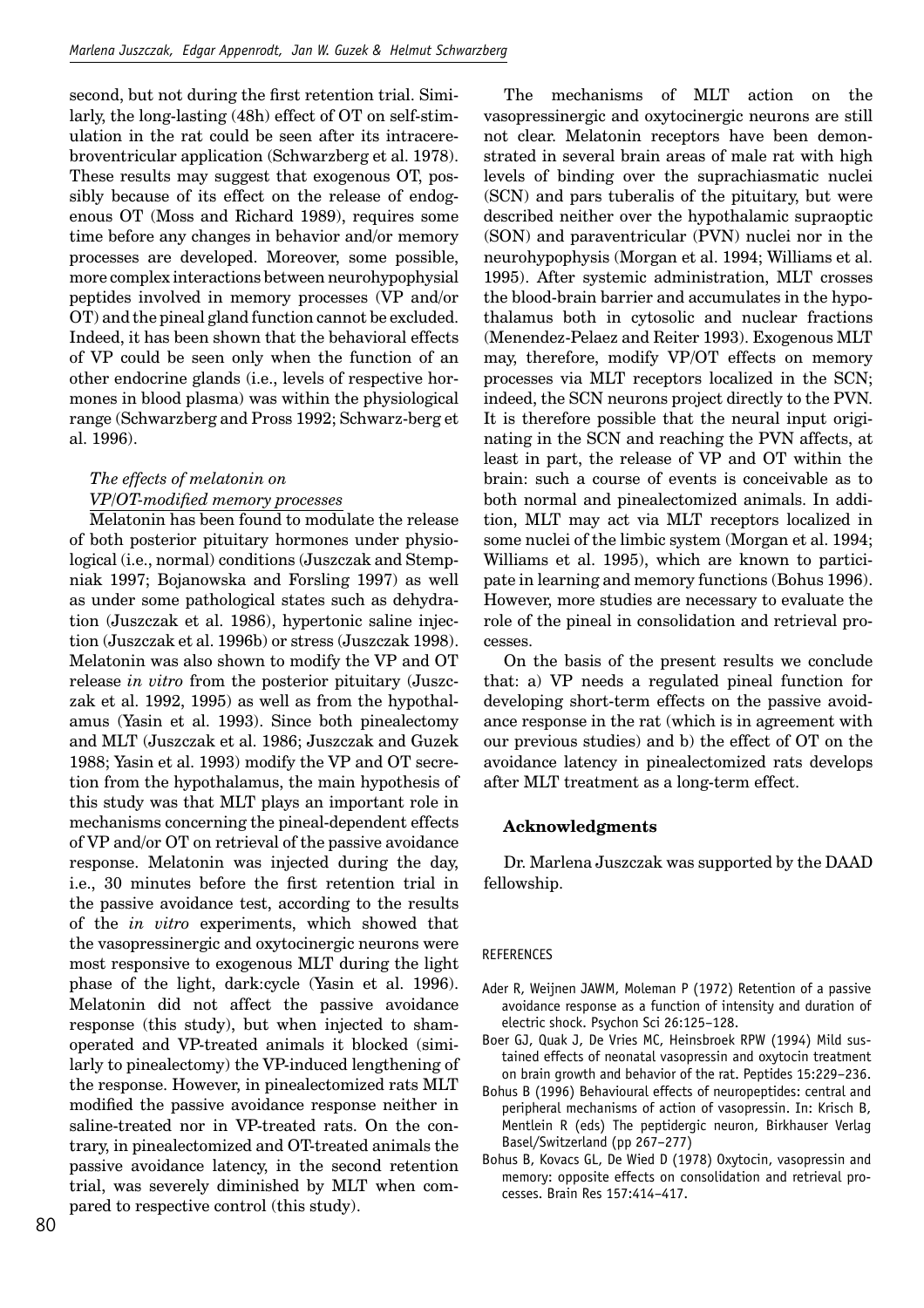second, but not during the first retention trial. Similarly, the long-lasting (48h) effect of OT on self-stimulation in the rat could be seen after its intracerebroventricular application (Schwarzberg et al. 1978). These results may suggest that exogenous OT, possibly because of its effect on the release of endogenous OT (Moss and Richard 1989), requires some time before any changes in behavior and/or memory processes are developed. Moreover, some possible, more complex interactions between neurohypophysial peptides involved in memory processes (VP and/or OT) and the pineal gland function cannot be excluded. Indeed, it has been shown that the behavioral effects of VP could be seen only when the function of an other endocrine glands (i.e., levels of respective hormones in blood plasma) was within the physiological range (Schwarzberg and Pross 1992; Schwarz-berg et al. 1996).

### *The effects of melatonin on VP/OT-modified memory processes*

Melatonin has been found to modulate the release of both posterior pituitary hormones under physiological (i.e., normal) conditions (Juszczak and Stempniak 1997; Bojanowska and Forsling 1997) as well as under some pathological states such as dehydration (Juszczak et al. 1986), hypertonic saline injection (Juszczak et al. 1996b) or stress (Juszczak 1998). Melatonin was also shown to modify the VP and OT release *in vitro* from the posterior pituitary (Juszczak et al. 1992, 1995) as well as from the hypothalamus (Yasin et al. 1993). Since both pinealectomy and MLT (Juszczak et al. 1986; Juszczak and Guzek 1988; Yasin et al. 1993) modify the VP and OT secretion from the hypothalamus, the main hypothesis of this study was that MLT plays an important role in mechanisms concerning the pineal-dependent effects of VP and/or OT on retrieval of the passive avoidance response. Melatonin was injected during the day, i.e., 30 minutes before the first retention trial in the passive avoidance test, according to the results of the *in vitro* experiments, which showed that the vasopressinergic and oxytocinergic neurons were most responsive to exogenous MLT during the light phase of the light, dark:cycle (Yasin et al. 1996). Melatonin did not affect the passive avoidance response (this study), but when injected to sham-operated and VP-treated animals it blocked (similarly to pinealectomy) the VP-induced lengthening of the response. However, in pinealectomized rats MLT modified the passive avoidance response neither in saline-treated nor in VP-treated rats. On the contrary, in pinealectomized and OT-treated animals the passive avoidance latency, in the second retention trial, was severely diminished by MLT when compared to respective control (this study).

The mechanisms of MLT action on the vasopressinergic and oxytocinergic neurons are still not clear. Melatonin receptors have been demonstrated in several brain areas of male rat with high levels of binding over the suprachiasmatic nuclei (SCN) and pars tuberalis of the pituitary, but were described neither over the hypothalamic supraoptic (SON) and paraventricular (PVN) nuclei nor in the neurohypophysis (Morgan et al. 1994; Williams et al. 1995). After systemic administration, MLT crosses the blood-brain barrier and accumulates in the hypothalamus both in cytosolic and nuclear fractions (Menendez-Pelaez and Reiter 1993). Exogenous MLT may, therefore, modify VP/OT effects on memory processes via MLT receptors localized in the SCN; indeed, the SCN neurons project directly to the PVN. It is therefore possible that the neural input originating in the SCN and reaching the PVN affects, at least in part, the release of VP and OT within the brain: such a course of events is conceivable as to both normal and pinealectomized animals. In addition, MLT may act via MLT receptors localized in some nuclei of the limbic system (Morgan et al. 1994; Williams et al. 1995), which are known to participate in learning and memory functions (Bohus 1996). However, more studies are necessary to evaluate the role of the pineal in consolidation and retrieval processes.

On the basis of the present results we conclude that: a) VP needs a regulated pineal function for developing short-term effects on the passive avoidance response in the rat (which is in agreement with our previous studies) and b) the effect of OT on the avoidance latency in pinealectomized rats develops after MLT treatment as a long-term effect.

### Acknowledgments

Dr. Marlena Juszczak was supported by the DAAD fellowship.

#### REFERENCES

Ader R, Weijnen JAWM, Moleman P (1972) Retention of a passive avoidance response as a function of intensity and duration of electric shock. Psychon Sci 26:125–128.

Boer GJ, Quak J, De Vries MC, Heinsbroek RPW (1994) Mild sustained effects of neonatal vasopressin and oxytocin treatment on brain growth and behavior of the rat. Peptides 15:229–236.

Bohus B (1996) Behavioural effects of neuropeptides: central and peripheral mechanisms of action of vasopressin. In: Krisch B, Mentlein R (eds) The peptidergic neuron, Birkhauser Verlag Basel/Switzerland (pp 267–277)

Bohus B, Kovacs GL, De Wied D (1978) Oxytocin, vasopressin and memory: opposite effects on consolidation and retrieval processes. Brain Res 157:414–417.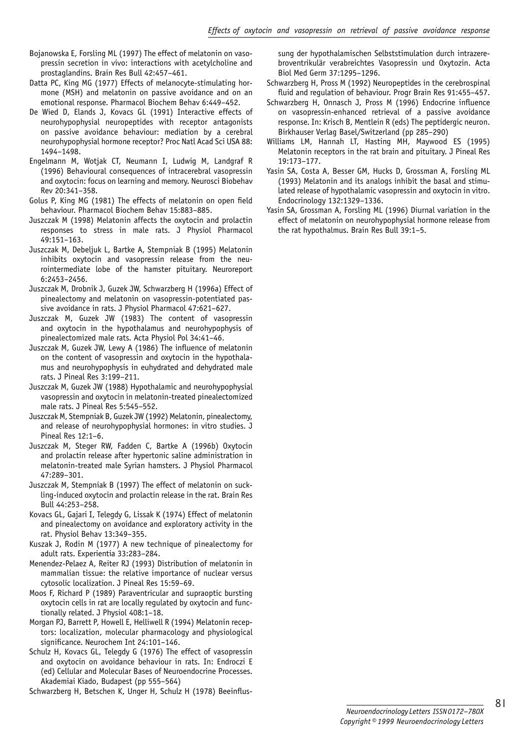Bojanowska E, Forsling ML (1997) The effect of melatonin on vasopressin secretion in vivo: interactions with acetylcholine and prostaglandins. Brain Res Bull 42:457–461.

Datta PC, King MG (1977) Effects of melanocyte-stimulating hormone (MSH) and melatonin on passive avoidance and on an emotional response. Pharmacol Biochem Behav 6:449–452.

De Wied D, Elands J, Kovacs GL (1991) Interactive effects of neurohypophysial neuropeptides with receptor antagonists on passive avoidance behaviour: mediation by a cerebral neurohypophysial hormone receptor? Proc Natl Acad Sci USA 88: 1494–1498.

Engelmann M, Wotjak CT, Neumann I, Ludwig M, Landgraf R (1996) Behavioural consequences of intracerebral vasopressin and oxytocin: focus on learning and memory. Neurosci Biobehav Rev 20:341–358.

Golus P, King MG (1981) The effects of melatonin on open field behaviour. Pharmacol Biochem Behav 15:883–885.

Juszczak M (1998) Melatonin affects the oxytocin and prolactin responses to stress in male rats. J Physiol Pharmacol 49:151–163.

Juszczak M, Debeljuk L, Bartke A, Stempniak B (1995) Melatonin inhibits oxytocin and vasopressin release from the neurointermediate lobe of the hamster pituitary. Neuroreport 6:2453–2456.

Juszczak M, Drobnik J, Guzek JW, Schwarzberg H (1996a) Effect of pinealectomy and melatonin on vasopressin-potentiated passive avoidance in rats. J Physiol Pharmacol 47:621–627.

Juszczak M, Guzek JW (1983) The content of vasopressin and oxytocin in the hypothalamus and neurohypophysis of pinealectomized male rats. Acta Physiol Pol 34:41–46.

Juszczak M, Guzek JW, Lewy A (1986) The influence of melatonin on the content of vasopressin and oxytocin in the hypothalamus and neurohypophysis in euhydrated and dehydrated male rats. J Pineal Res 3:199–211.

Juszczak M, Guzek JW (1988) Hypothalamic and neurohypophysial vasopressin and oxytocin in melatonin-treated pinealectomized male rats. J Pineal Res 5:545–552.

Juszczak M, Stempniak B, Guzek JW (1992) Melatonin, pinealectomy, and release of neurohypophysial hormones: in vitro studies. J Pineal Res 12:1–6.

Juszczak M, Steger RW, Fadden C, Bartke A (1996b) Oxytocin and prolactin release after hypertonic saline administration in melatonin-treated male Syrian hamsters. J Physiol Pharmacol 47:289–301.

Juszczak M, Stempniak B (1997) The effect of melatonin on suckling-induced oxytocin and prolactin release in the rat. Brain Res Bull 44:253–258.

Kovacs GL, Gajari I, Telegdy G, Lissak K (1974) Effect of melatonin and pinealectomy on avoidance and exploratory activity in the rat. Physiol Behav 13:349–355.

Kuszak J, Rodin M (1977) A new technique of pinealectomy for adult rats. Experientia 33:283–284.

Menendez-Pelaez A, Reiter RJ (1993) Distribution of melatonin in mammalian tissue: the relative importance of nuclear versus cytosolic localization. J Pineal Res 15:59–69.

Moos F, Richard P (1989) Paraventricular and supraoptic bursting oxytocin cells in rat are locally regulated by oxytocin and functionally related. J Physiol 408:1–18.

Morgan PJ, Barrett P, Howell E, Helliwell R (1994) Melatonin receptors: localization, molecular pharmacology and physiological significance. Neurochem Int 24:101–146.

Schulz H, Kovacs GL, Telegdy G (1976) The effect of vasopressin and oxytocin on avoidance behaviour in rats. In: Endroczi E (ed) Cellular and Molecular Bases of Neuroendocrine Processes. Akademiai Kiado, Budapest (pp 555–564)

Schwarzberg H, Betschen K, Unger H, Schulz H (1978) Beeinflussung der hypothalamischen Selbststimulation durch intrazerebroventrikulär verabreichtes Vasopressin und Oxytozin. Acta Biol Med Germ 37:1295–1296.

Schwarzberg H, Pross M (1992) Neuropeptides in the cerebrospinal fluid and regulation of behaviour. Progr Brain Res 91:455–457.

Schwarzberg H, Onnasch J, Pross M (1996) Endocrine influence on vasopressin-enhanced retrieval of a passive avoidance response. In: Krisch B, Mentlein R (eds) The peptidergic neuron. Birkhauser Verlag Basel/Switzerland (pp 285–290)

Williams LM, Hannah LT, Hasting MH, Maywood ES (1995) Melatonin receptors in the rat brain and pituitary. J Pineal Res 19:173–177.

Yasin SA, Costa A, Besser GM, Hucks D, Grossman A, Forsling ML (1993) Melatonin and its analogs inhibit the basal and stimulated release of hypothalamic vasopressin and oxytocin in vitro. Endocrinology 132:1329–1336.

Yasin SA, Grossman A, Forsling ML (1996) Diurnal variation in the effect of melatonin on neurohypophysial hormone release from the rat hypothalmus. Brain Res Bull 39:1–5.